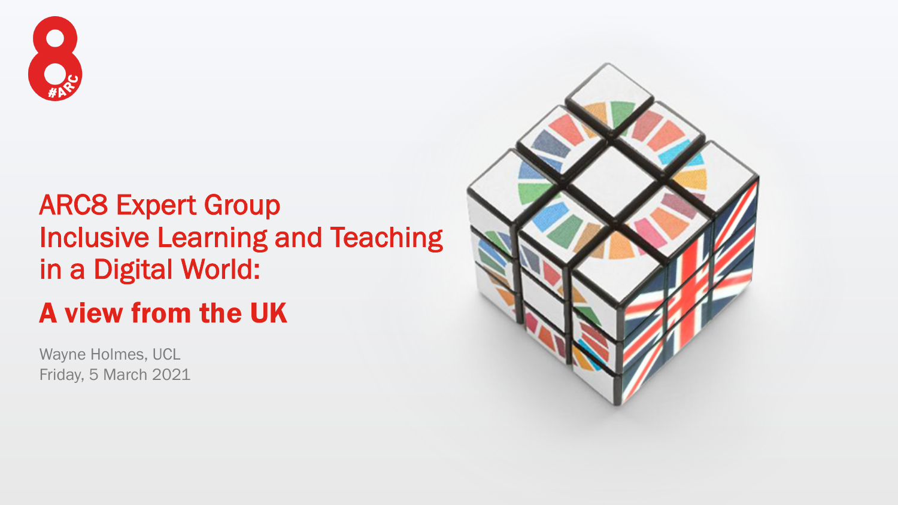# ARC8 Expert Group Inclusive Learning and Teaching in a Digital World:

## A view from the UK

Wayne Holmes, UCL
Friday, 5 March 2021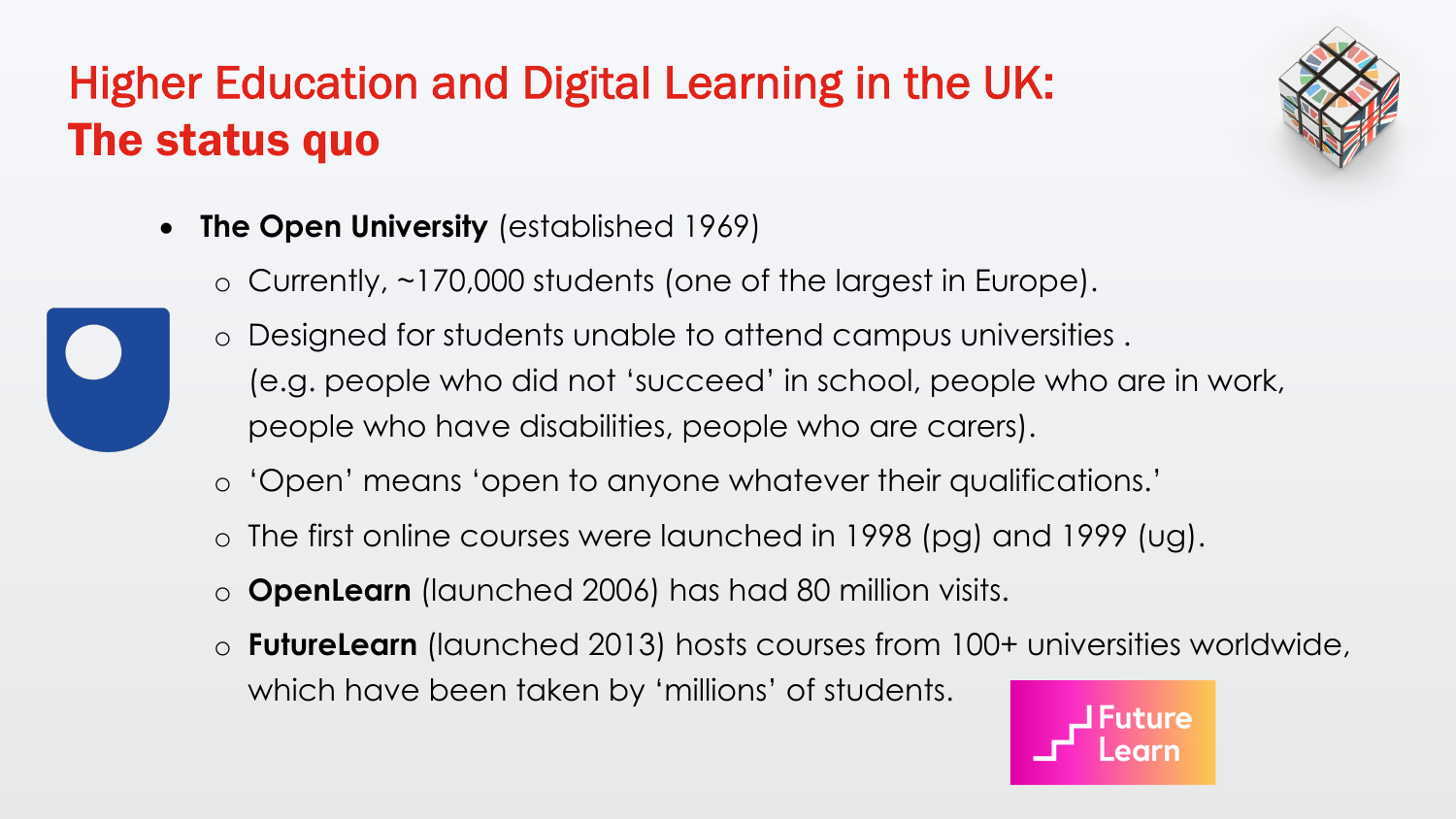# Higher Education and Digital Learning in the UK: **The status quo**

- **The Open University** (established 1969)
  - Currently, ~170,000 students (one of the largest in Europe).
  - Designed for students unable to attend campus universities . (e.g. people who did not 'succeed' in school, people who are in work, people who have disabilities, people who are carers).
  - 'Open' means 'open to anyone whatever their qualifications.'
  - The first online courses were launched in 1998 (pg) and 1999 (ug).
  - **OpenLearn** (launched 2006) has had 80 million visits.
  - **FutureLearn** (launched 2013) hosts courses from 100+ universities worldwide, which have been taken by 'millions' of students.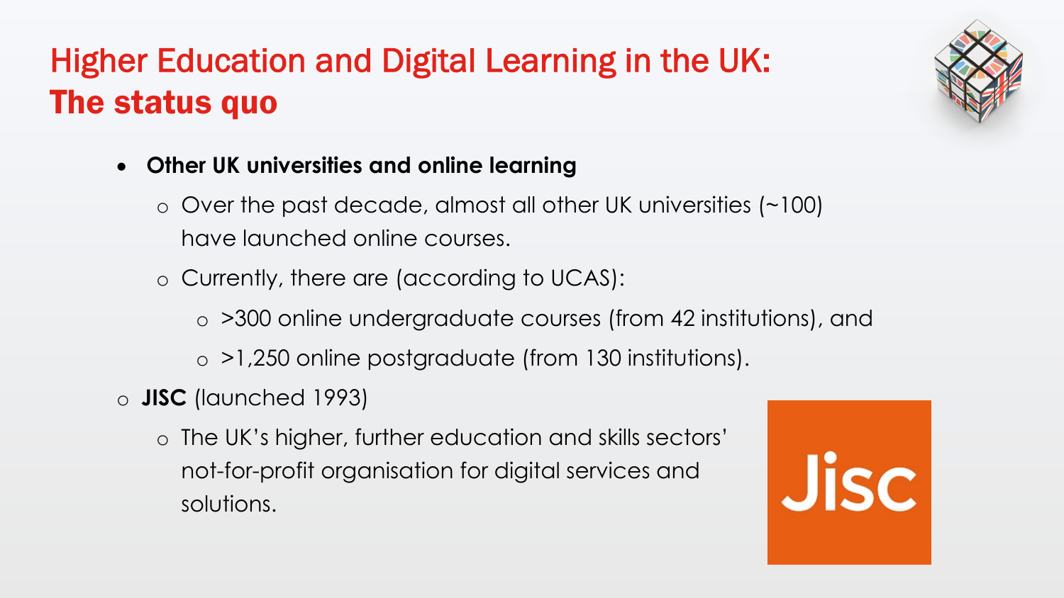# Higher Education and Digital Learning in the UK: **The status quo**

- **Other UK universities and online learning**
  - Over the past decade, almost all other UK universities (~100) have launched online courses.
  - Currently, there are (according to UCAS):
    - >300 online undergraduate courses (from 42 institutions), and
    - >1,250 online postgraduate (from 130 institutions).
- **JISC** (launched 1993)
  - The UK's higher, further education and skills sectors' not-for-profit organisation for digital services and solutions.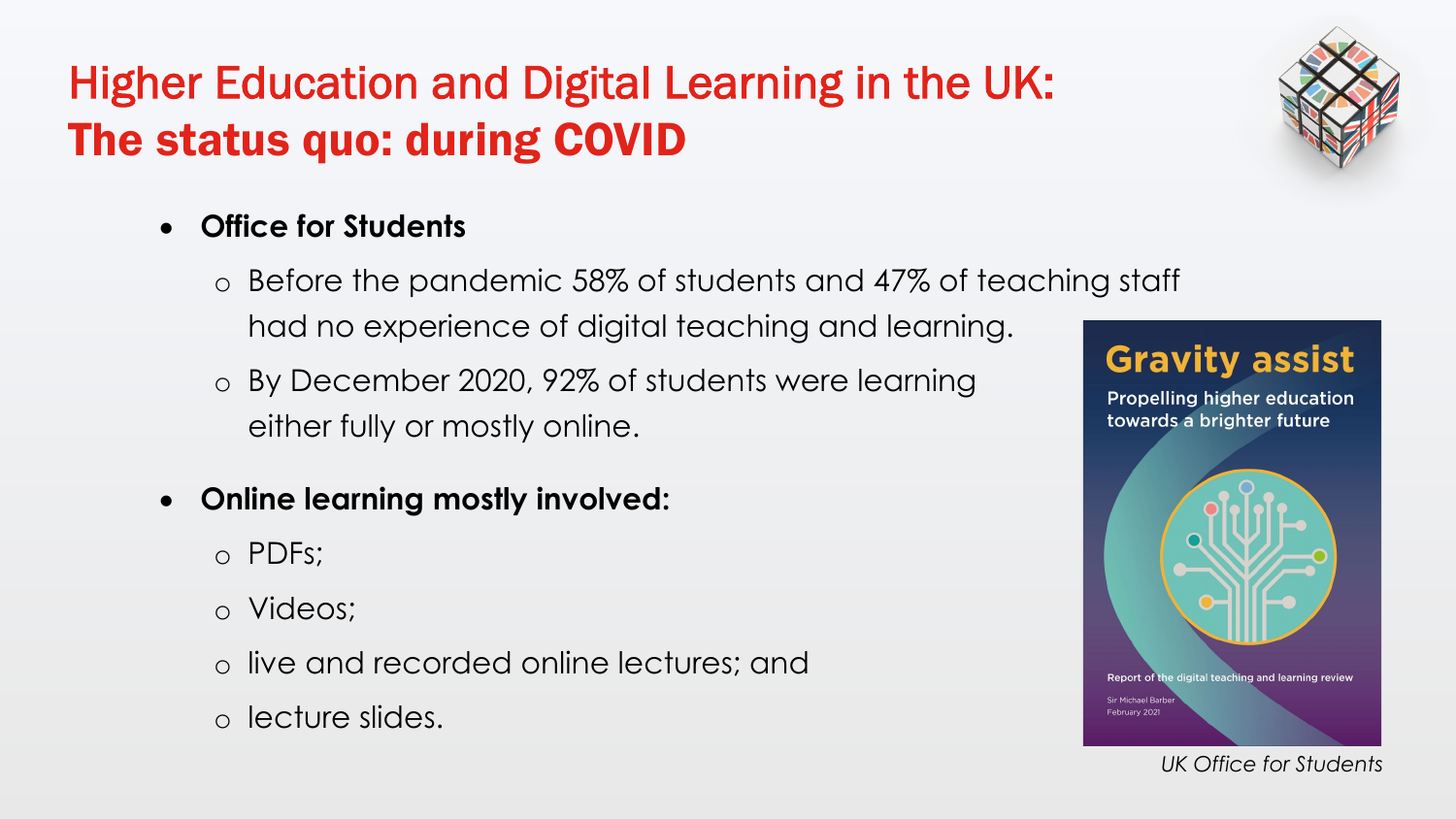# Higher Education and Digital Learning in the UK:
## The status quo: during COVID

- **Office for Students**
  - Before the pandemic 58% of students and 47% of teaching staff had no experience of digital teaching and learning.
  - By December 2020, 92% of students were learning either fully or mostly online.
- **Online learning mostly involved:**
  - PDFs;
  - Videos;
  - live and recorded online lectures; and
  - lecture slides.

*UK Office for Students*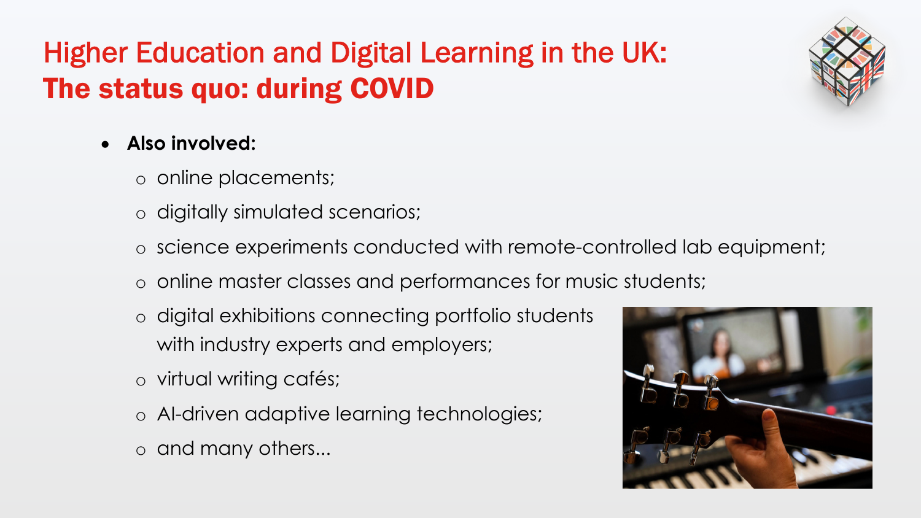# Higher Education and Digital Learning in the UK:
## The status quo: during COVID

- **Also involved:**
  - online placements;
  - digitally simulated scenarios;
  - science experiments conducted with remote-controlled lab equipment;
  - online master classes and performances for music students;
  - digital exhibitions connecting portfolio students with industry experts and employers;
  - virtual writing cafés;
  - AI-driven adaptive learning technologies;
  - and many others...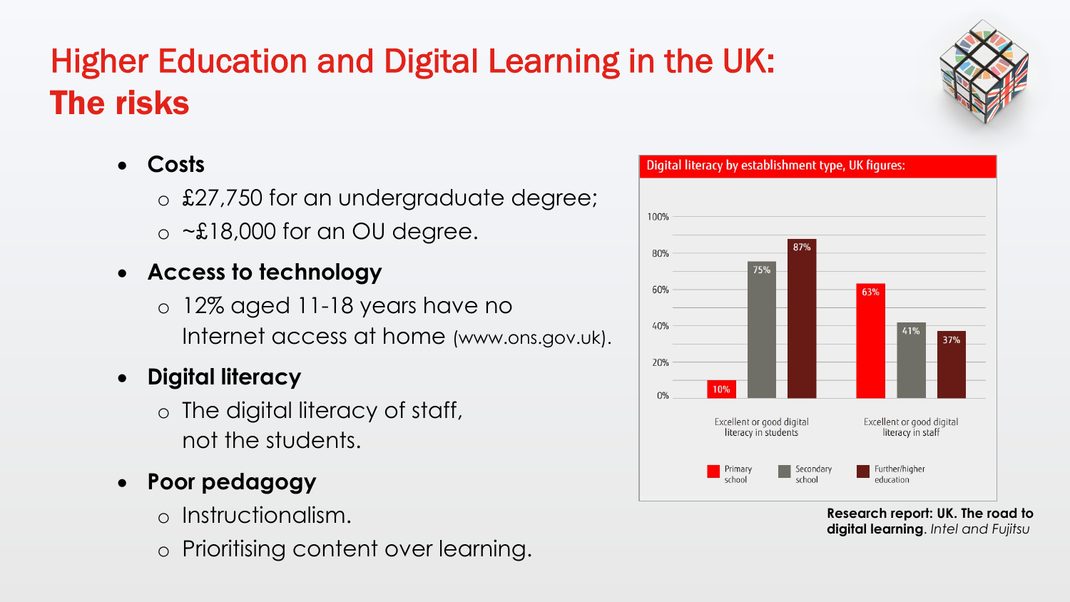# Higher Education and Digital Learning in the UK: **The risks**

- **Costs**
  - £27,750 for an undergraduate degree;
  - ~£18,000 for an OU degree.
- **Access to technology**
  - 12% aged 11-18 years have no Internet access at home (www.ons.gov.uk).
- **Digital literacy**
  - The digital literacy of staff, not the students.
- **Poor pedagogy**
  - Instructionalism.
  - Prioritising content over learning.

**Digital literacy by establishment type, UK figures:**

| | Primary school | Secondary school | Further/higher education |
|---|---|---|---|
| Excellent or good digital literacy in students | 10% | 75% | 87% |
| Excellent or good digital literacy in staff | 63% | 41% | 37% |

**Research report: UK. The road to digital learning**. *Intel and Fujitsu*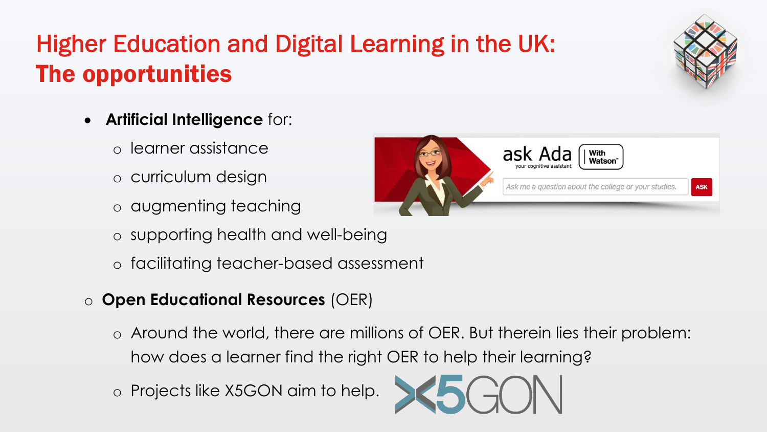# Higher Education and Digital Learning in the UK: **The opportunities**

- **Artificial Intelligence** for:
  - learner assistance
  - curriculum design
  - augmenting teaching
  - supporting health and well-being
  - facilitating teacher-based assessment

- **Open Educational Resources** (OER)
  - Around the world, there are millions of OER. But therein lies their problem: how does a learner find the right OER to help their learning?
  - Projects like X5GON aim to help.